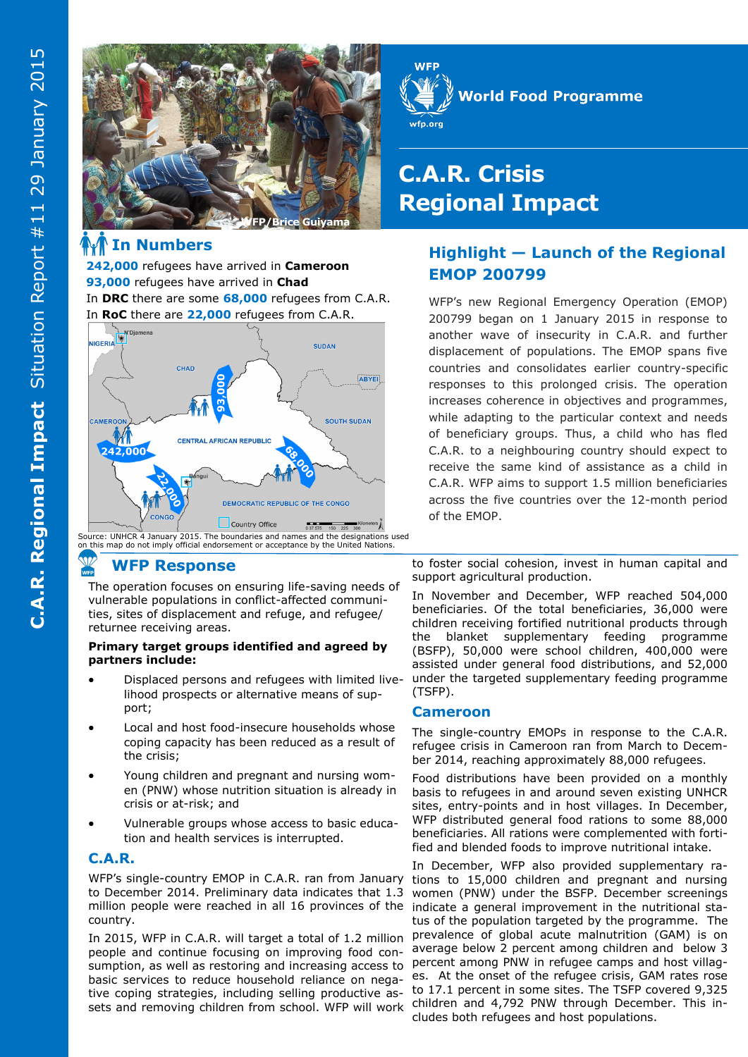# C.A.R. Crisis Regional Impact

C.A.R. Regional Impact Situation Report #11 29 January 2015

WFP World Food Programme wfp.org

## In Numbers

**242,000** refugees have arrived in **Cameroon**
**93,000** refugees have arrived in **Chad**
In **DRC** there are some **68,000** refugees from C.A.R.
In **RoC** there are **22,000** refugees from C.A.R.

Source: UNHCR 4 January 2015. The boundaries and names and the designations used on this map do not imply official endorsement or acceptance by the United Nations.

## Highlight — Launch of the Regional EMOP 200799

WFP's new Regional Emergency Operation (EMOP) 200799 began on 1 January 2015 in response to another wave of insecurity in C.A.R. and further displacement of populations. The EMOP spans five countries and consolidates earlier country-specific responses to this prolonged crisis. The operation increases coherence in objectives and programmes, while adapting to the particular context and needs of beneficiary groups. Thus, a child who has fled C.A.R. to a neighbouring country should expect to receive the same kind of assistance as a child in C.A.R. WFP aims to support 1.5 million beneficiaries across the five countries over the 12-month period of the EMOP.

## WFP Response

The operation focuses on ensuring life-saving needs of vulnerable populations in conflict-affected communities, sites of displacement and refuge, and refugee/returnee receiving areas.

**Primary target groups identified and agreed by partners include:**

- Displaced persons and refugees with limited livelihood prospects or alternative means of support;
- Local and host food-insecure households whose coping capacity has been reduced as a result of the crisis;
- Young children and pregnant and nursing women (PNW) whose nutrition situation is already in crisis or at-risk; and
- Vulnerable groups whose access to basic education and health services is interrupted.

### C.A.R.

WFP's single-country EMOP in C.A.R. ran from January to December 2014. Preliminary data indicates that 1.3 million people were reached in all 16 provinces of the country.

In 2015, WFP in C.A.R. will target a total of 1.2 million people and continue focusing on improving food consumption, as well as restoring and increasing access to basic services to reduce household reliance on negative coping strategies, including selling productive assets and removing children from school. WFP will work to foster social cohesion, invest in human capital and support agricultural production.

In November and December, WFP reached 504,000 beneficiaries. Of the total beneficiaries, 36,000 were children receiving fortified nutritional products through the blanket supplementary feeding programme (BSFP), 50,000 were school children, 400,000 were assisted under general food distributions, and 52,000 under the targeted supplementary feeding programme (TSFP).

### Cameroon

The single-country EMOPs in response to the C.A.R. refugee crisis in Cameroon ran from March to December 2014, reaching approximately 88,000 refugees.

Food distributions have been provided on a monthly basis to refugees in and around seven existing UNHCR sites, entry-points and in host villages. In December, WFP distributed general food rations to some 88,000 beneficiaries. All rations were complemented with fortified and blended foods to improve nutritional intake.

In December, WFP also provided supplementary rations to 15,000 children and pregnant and nursing women (PNW) under the BSFP. December screenings indicate a general improvement in the nutritional status of the population targeted by the programme. The prevalence of global acute malnutrition (GAM) is on average below 2 percent among children and below 3 percent among PNW in refugee camps and host villages. At the onset of the refugee crisis, GAM rates rose to 17.1 percent in some sites. The TSFP covered 9,325 children and 4,792 PNW through December. This includes both refugees and host populations.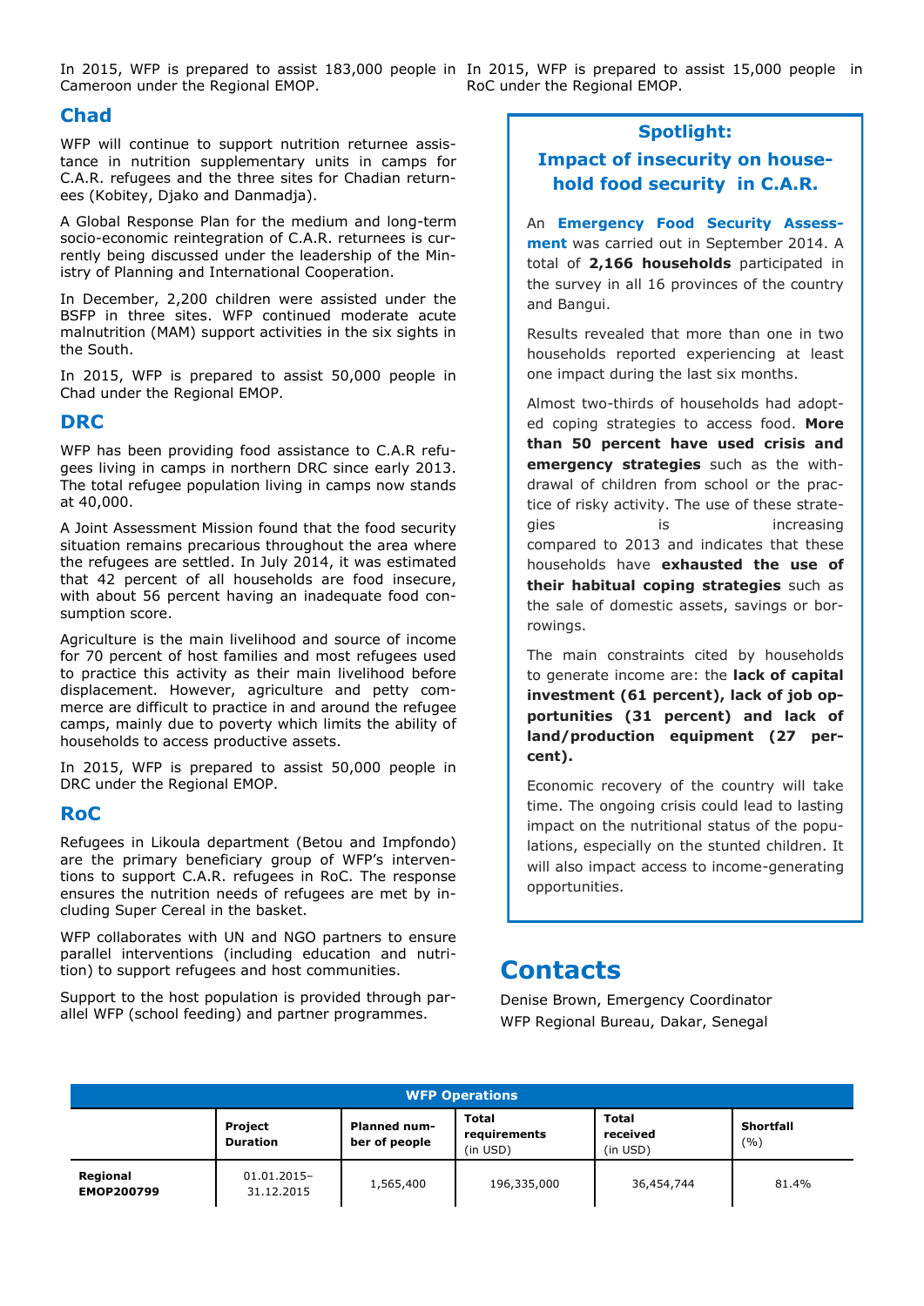In 2015, WFP is prepared to assist 183,000 people in Cameroon under the Regional EMOP.

## Chad

WFP will continue to support nutrition returnee assistance in nutrition supplementary units in camps for C.A.R. refugees and the three sites for Chadian returnees (Kobitey, Djako and Danmadja).

A Global Response Plan for the medium and long-term socio-economic reintegration of C.A.R. returnees is currently being discussed under the leadership of the Ministry of Planning and International Cooperation.

In December, 2,200 children were assisted under the BSFP in three sites. WFP continued moderate acute malnutrition (MAM) support activities in the six sights in the South.

In 2015, WFP is prepared to assist 50,000 people in Chad under the Regional EMOP.

## DRC

WFP has been providing food assistance to C.A.R refugees living in camps in northern DRC since early 2013. The total refugee population living in camps now stands at 40,000.

A Joint Assessment Mission found that the food security situation remains precarious throughout the area where the refugees are settled. In July 2014, it was estimated that 42 percent of all households are food insecure, with about 56 percent having an inadequate food consumption score.

Agriculture is the main livelihood and source of income for 70 percent of host families and most refugees used to practice this activity as their main livelihood before displacement. However, agriculture and petty commerce are difficult to practice in and around the refugee camps, mainly due to poverty which limits the ability of households to access productive assets.

In 2015, WFP is prepared to assist 50,000 people in DRC under the Regional EMOP.

## RoC

Refugees in Likoula department (Betou and Impfondo) are the primary beneficiary group of WFP's interventions to support C.A.R. refugees in RoC. The response ensures the nutrition needs of refugees are met by including Super Cereal in the basket.

WFP collaborates with UN and NGO partners to ensure parallel interventions (including education and nutrition) to support refugees and host communities.

Support to the host population is provided through parallel WFP (school feeding) and partner programmes.

In 2015, WFP is prepared to assist 15,000 people in RoC under the Regional EMOP.

### Spotlight: Impact of insecurity on household food security in C.A.R.

An **Emergency Food Security Assessment** was carried out in September 2014. A total of **2,166 households** participated in the survey in all 16 provinces of the country and Bangui.

Results revealed that more than one in two households reported experiencing at least one impact during the last six months.

Almost two-thirds of households had adopted coping strategies to access food. **More than 50 percent have used crisis and emergency strategies** such as the withdrawal of children from school or the practice of risky activity. The use of these strategies is increasing compared to 2013 and indicates that these households have **exhausted the use of their habitual coping strategies** such as the sale of domestic assets, savings or borrowings.

The main constraints cited by households to generate income are: the **lack of capital investment (61 percent), lack of job opportunities (31 percent) and lack of land/production equipment (27 percent).**

Economic recovery of the country will take time. The ongoing crisis could lead to lasting impact on the nutritional status of the populations, especially on the stunted children. It will also impact access to income-generating opportunities.

# Contacts

Denise Brown, Emergency Coordinator
WFP Regional Bureau, Dakar, Senegal

**WFP Operations**

| | Project Duration | Planned number of people | Total requirements (in USD) | Total received (in USD) | Shortfall (%) |
|---|---|---|---|---|---|
| **Regional EMOP200799** | 01.01.2015–31.12.2015 | 1,565,400 | 196,335,000 | 36,454,744 | 81.4% |